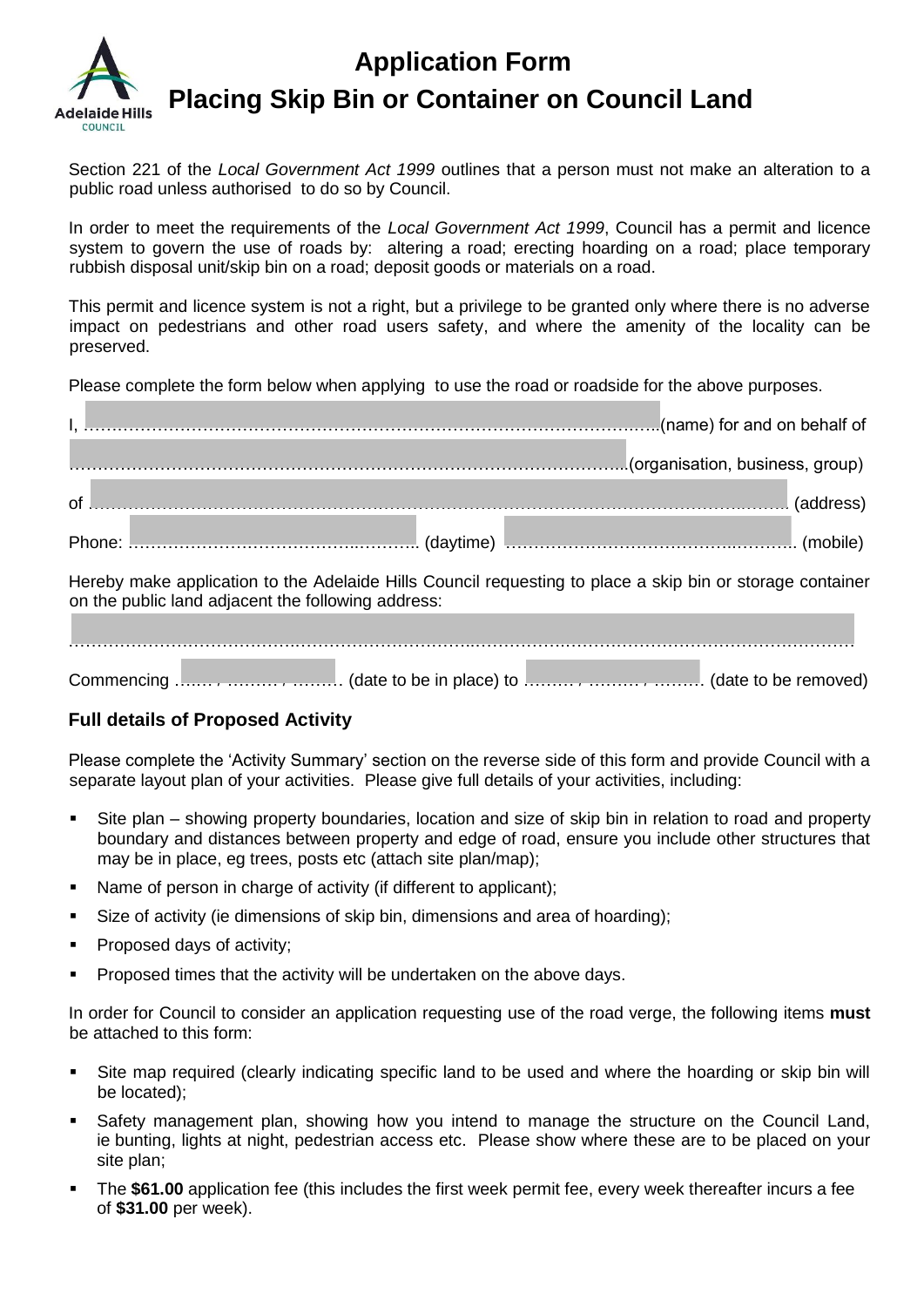# Application Form

# Placing Skip Bin or Container on Council Land

Section 221 of the *Local Government Act 1999* outlines that a person must not make an alteration to a public road unless authorised to do so by Council.

In order to meet the requirements of the *Local Government Act 1999*, Council has a permit and licence system to govern the use of roads by: altering a road; erecting hoarding on a road; place temporary rubbish disposal unit/skip bin on a road; deposit goods or materials on a road.

This permit and licence system is not a right, but a privilege to be granted only where there is no adverse impact on pedestrians and other road users safety, and where the amenity of the locality can be preserved.

Please complete the form below when applying to use the road or roadside for the above purposes.

I, ………………………………………………………………………………………..(name) for and on behalf of

……………………………………………………………………………………...(organisation, business, group)

of ……………………………………………………………………………………………………………. (address)

Phone: …………………………………………….. (daytime) ……………………………………………. (mobile)

Hereby make application to the Adelaide Hills Council requesting to place a skip bin or storage container on the public land adjacent the following address:

…………………………………………………………………………………………………………………………

Commencing ……. / ……… / ……… (date to be in place) to ……… / ……… / ……… (date to be removed)

### Full details of Proposed Activity

Please complete the 'Activity Summary' section on the reverse side of this form and provide Council with a separate layout plan of your activities. Please give full details of your activities, including:

- Site plan – showing property boundaries, location and size of skip bin in relation to road and property boundary and distances between property and edge of road, ensure you include other structures that may be in place, eg trees, posts etc (attach site plan/map);
- Name of person in charge of activity (if different to applicant);
- Size of activity (ie dimensions of skip bin, dimensions and area of hoarding);
- Proposed days of activity;
- Proposed times that the activity will be undertaken on the above days.

In order for Council to consider an application requesting use of the road verge, the following items **must** be attached to this form:

- Site map required (clearly indicating specific land to be used and where the hoarding or skip bin will be located);
- Safety management plan, showing how you intend to manage the structure on the Council Land, ie bunting, lights at night, pedestrian access etc. Please show where these are to be placed on your site plan;
- The **$61.00** application fee (this includes the first week permit fee, every week thereafter incurs a fee of **$31.00** per week).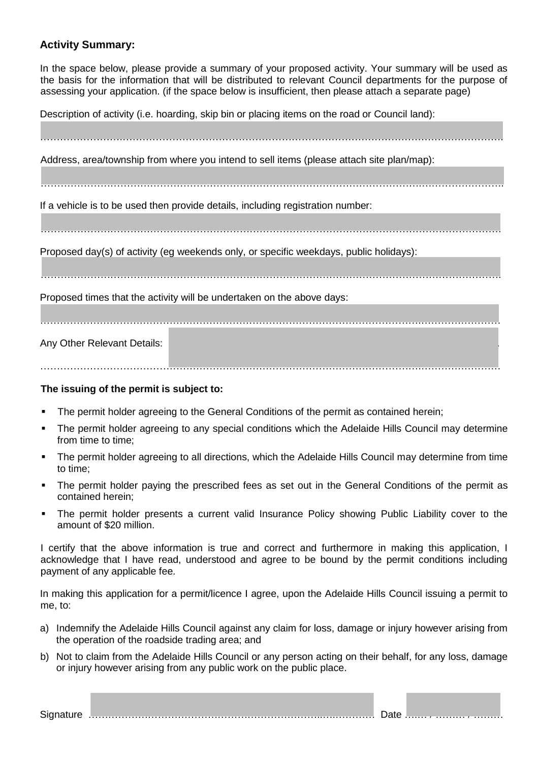**Activity Summary:**

In the space below, please provide a summary of your proposed activity. Your summary will be used as the basis for the information that will be distributed to relevant Council departments for the purpose of assessing your application. (if the space below is insufficient, then please attach a separate page)

Description of activity (i.e. hoarding, skip bin or placing items on the road or Council land):

………………………………………………………………………………………………………………………

Address, area/township from where you intend to sell items (please attach site plan/map):

………………………………………………………………………………………………………………………

If a vehicle is to be used then provide details, including registration number:

………………………………………………………………………………………………………………………

Proposed day(s) of activity (eg weekends only, or specific weekdays, public holidays):

………………………………………………………………………………………………………………………

Proposed times that the activity will be undertaken on the above days:

………………………………………………………………………………………………………………………

Any Other Relevant Details:

………………………………………………………………………………………………………………………

**The issuing of the permit is subject to:**

- The permit holder agreeing to the General Conditions of the permit as contained herein;
- The permit holder agreeing to any special conditions which the Adelaide Hills Council may determine from time to time;
- The permit holder agreeing to all directions, which the Adelaide Hills Council may determine from time to time;
- The permit holder paying the prescribed fees as set out in the General Conditions of the permit as contained herein;
- The permit holder presents a current valid Insurance Policy showing Public Liability cover to the amount of $20 million.

I certify that the above information is true and correct and furthermore in making this application, I acknowledge that I have read, understood and agree to be bound by the permit conditions including payment of any applicable fee.

In making this application for a permit/licence I agree, upon the Adelaide Hills Council issuing a permit to me, to:

a) Indemnify the Adelaide Hills Council against any claim for loss, damage or injury however arising from the operation of the roadside trading area; and

b) Not to claim from the Adelaide Hills Council or any person acting on their behalf, for any loss, damage or injury however arising from any public work on the public place.

Signature ………………………………………………………………………… Date ……. / ……… / ………